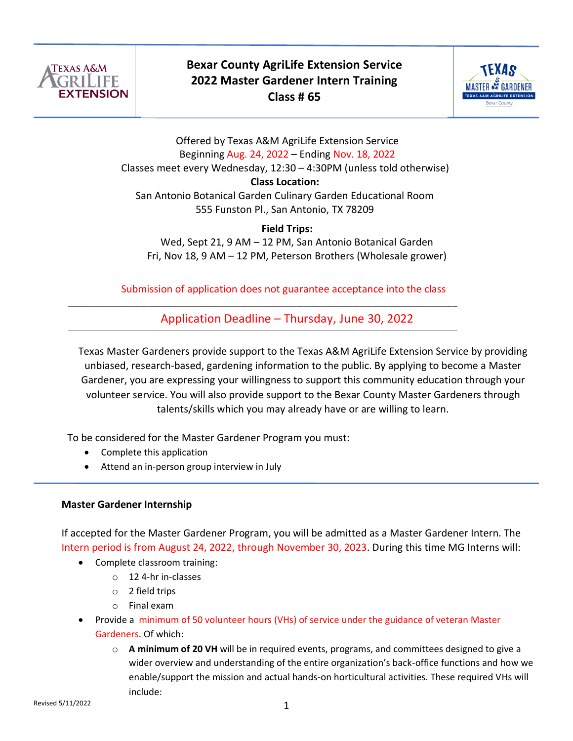# Bexar County AgriLife Extension Service
# 2022 Master Gardener Intern Training
# Class # 65

Offered by Texas A&M AgriLife Extension Service

Beginning Aug. 24, 2022 – Ending Nov. 18, 2022

Classes meet every Wednesday, 12:30 – 4:30PM (unless told otherwise)

**Class Location:**

San Antonio Botanical Garden Culinary Garden Educational Room

555 Funston Pl., San Antonio, TX 78209

**Field Trips:**

Wed, Sept 21, 9 AM – 12 PM, San Antonio Botanical Garden

Fri, Nov 18, 9 AM – 12 PM, Peterson Brothers (Wholesale grower)

Submission of application does not guarantee acceptance into the class

## Application Deadline – Thursday, June 30, 2022

Texas Master Gardeners provide support to the Texas A&M AgriLife Extension Service by providing unbiased, research-based, gardening information to the public. By applying to become a Master Gardener, you are expressing your willingness to support this community education through your volunteer service. You will also provide support to the Bexar County Master Gardeners through talents/skills which you may already have or are willing to learn.

To be considered for the Master Gardener Program you must:

- Complete this application
- Attend an in-person group interview in July

### Master Gardener Internship

If accepted for the Master Gardener Program, you will be admitted as a Master Gardener Intern. The Intern period is from August 24, 2022, through November 30, 2023. During this time MG Interns will:

- Complete classroom training:
  - 12 4-hr in-classes
  - 2 field trips
  - Final exam
- Provide a minimum of 50 volunteer hours (VHs) of service under the guidance of veteran Master Gardeners. Of which:
  - **A minimum of 20 VH** will be in required events, programs, and committees designed to give a wider overview and understanding of the entire organization's back-office functions and how we enable/support the mission and actual hands-on horticultural activities. These required VHs will include:

Revised 5/11/2022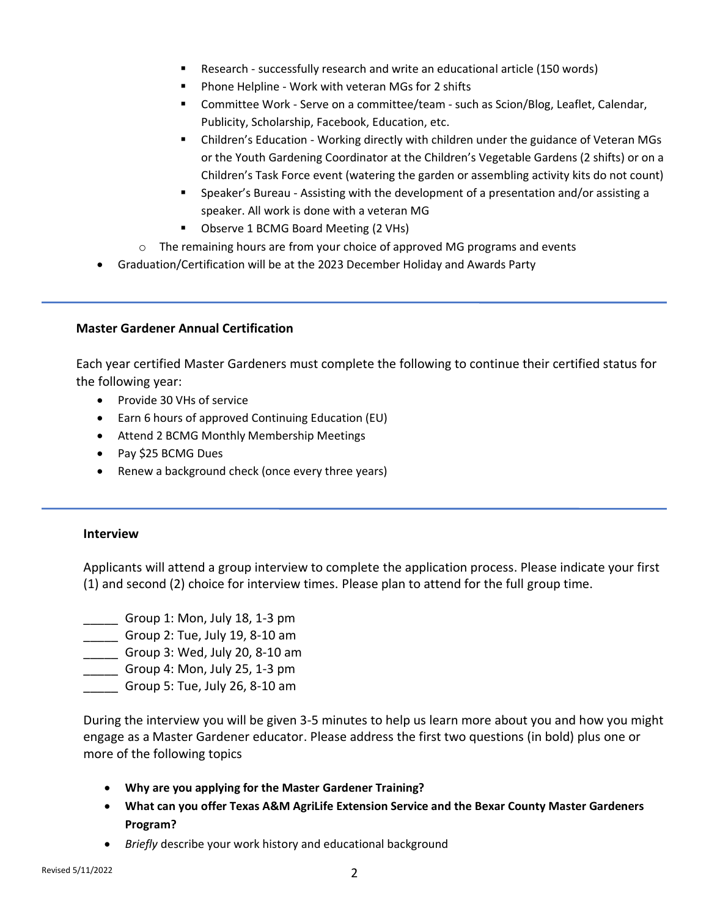- Research - successfully research and write an educational article (150 words)
        - Phone Helpline - Work with veteran MGs for 2 shifts
        - Committee Work - Serve on a committee/team - such as Scion/Blog, Leaflet, Calendar, Publicity, Scholarship, Facebook, Education, etc.
        - Children's Education - Working directly with children under the guidance of Veteran MGs or the Youth Gardening Coordinator at the Children's Vegetable Gardens (2 shifts) or on a Children's Task Force event (watering the garden or assembling activity kits do not count)
        - Speaker's Bureau - Assisting with the development of a presentation and/or assisting a speaker. All work is done with a veteran MG
        - Observe 1 BCMG Board Meeting (2 VHs)
    - The remaining hours are from your choice of approved MG programs and events
- Graduation/Certification will be at the 2023 December Holiday and Awards Party

---

**Master Gardener Annual Certification**

Each year certified Master Gardeners must complete the following to continue their certified status for the following year:

- Provide 30 VHs of service
- Earn 6 hours of approved Continuing Education (EU)
- Attend 2 BCMG Monthly Membership Meetings
- Pay $25 BCMG Dues
- Renew a background check (once every three years)

---

**Interview**

Applicants will attend a group interview to complete the application process. Please indicate your first (1) and second (2) choice for interview times. Please plan to attend for the full group time.

_____ Group 1: Mon, July 18, 1-3 pm
_____ Group 2: Tue, July 19, 8-10 am
_____ Group 3: Wed, July 20, 8-10 am
_____ Group 4: Mon, July 25, 1-3 pm
_____ Group 5: Tue, July 26, 8-10 am

During the interview you will be given 3-5 minutes to help us learn more about you and how you might engage as a Master Gardener educator. Please address the first two questions (in bold) plus one or more of the following topics

- **Why are you applying for the Master Gardener Training?**
- **What can you offer Texas A&M AgriLife Extension Service and the Bexar County Master Gardeners Program?**
- *Briefly* describe your work history and educational background

Revised 5/11/2022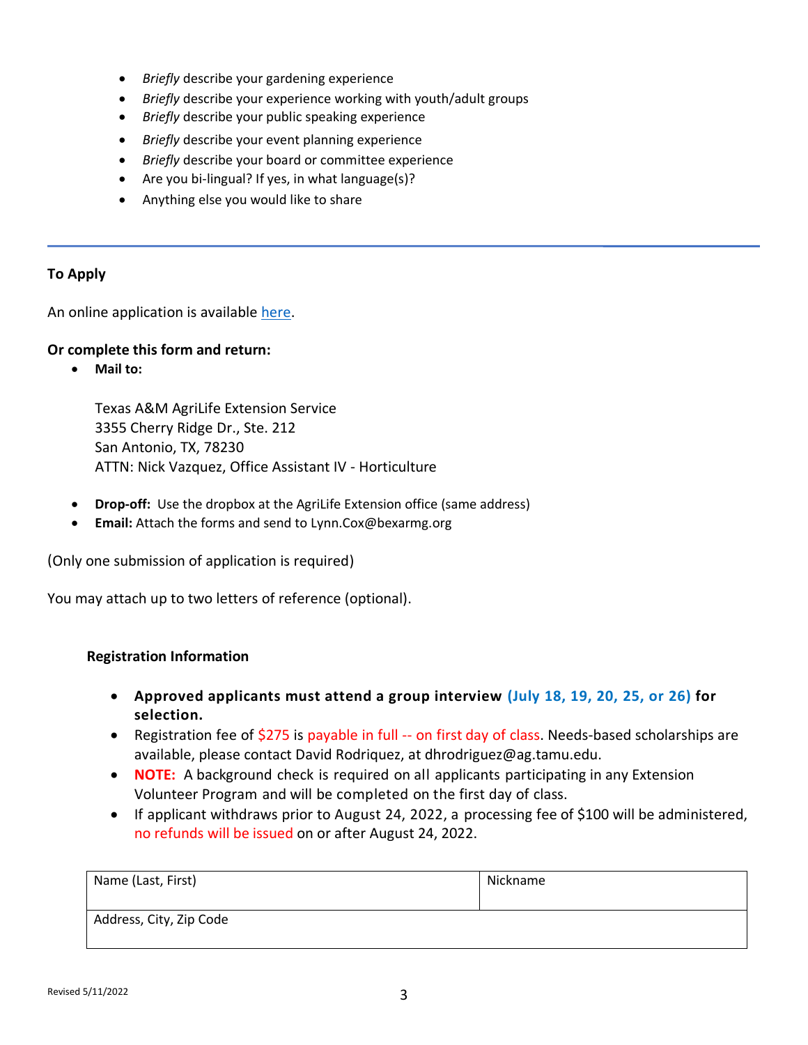- *Briefly* describe your gardening experience
- *Briefly* describe your experience working with youth/adult groups
- *Briefly* describe your public speaking experience
- *Briefly* describe your event planning experience
- *Briefly* describe your board or committee experience
- Are you bi-lingual? If yes, in what language(s)?
- Anything else you would like to share

---

**To Apply**

An online application is available here.

**Or complete this form and return:**

- **Mail to:**

  Texas A&M AgriLife Extension Service
  3355 Cherry Ridge Dr., Ste. 212
  San Antonio, TX, 78230
  ATTN: Nick Vazquez, Office Assistant IV - Horticulture

- **Drop-off:** Use the dropbox at the AgriLife Extension office (same address)
- **Email:** Attach the forms and send to Lynn.Cox@bexarmg.org

(Only one submission of application is required)

You may attach up to two letters of reference (optional).

**Registration Information**

- **Approved applicants must attend a group interview (July 18, 19, 20, 25, or 26) for selection.**
- Registration fee of $275 is payable in full -- on first day of class. Needs-based scholarships are available, please contact David Rodriquez, at dhrodriguez@ag.tamu.edu.
- **NOTE:** A background check is required on all applicants participating in any Extension Volunteer Program and will be completed on the first day of class.
- If applicant withdraws prior to August 24, 2022, a processing fee of $100 will be administered, no refunds will be issued on or after August 24, 2022.

| | |
|---|---|
| Name (Last, First) | Nickname |
| Address, City, Zip Code | |

Revised 5/11/2022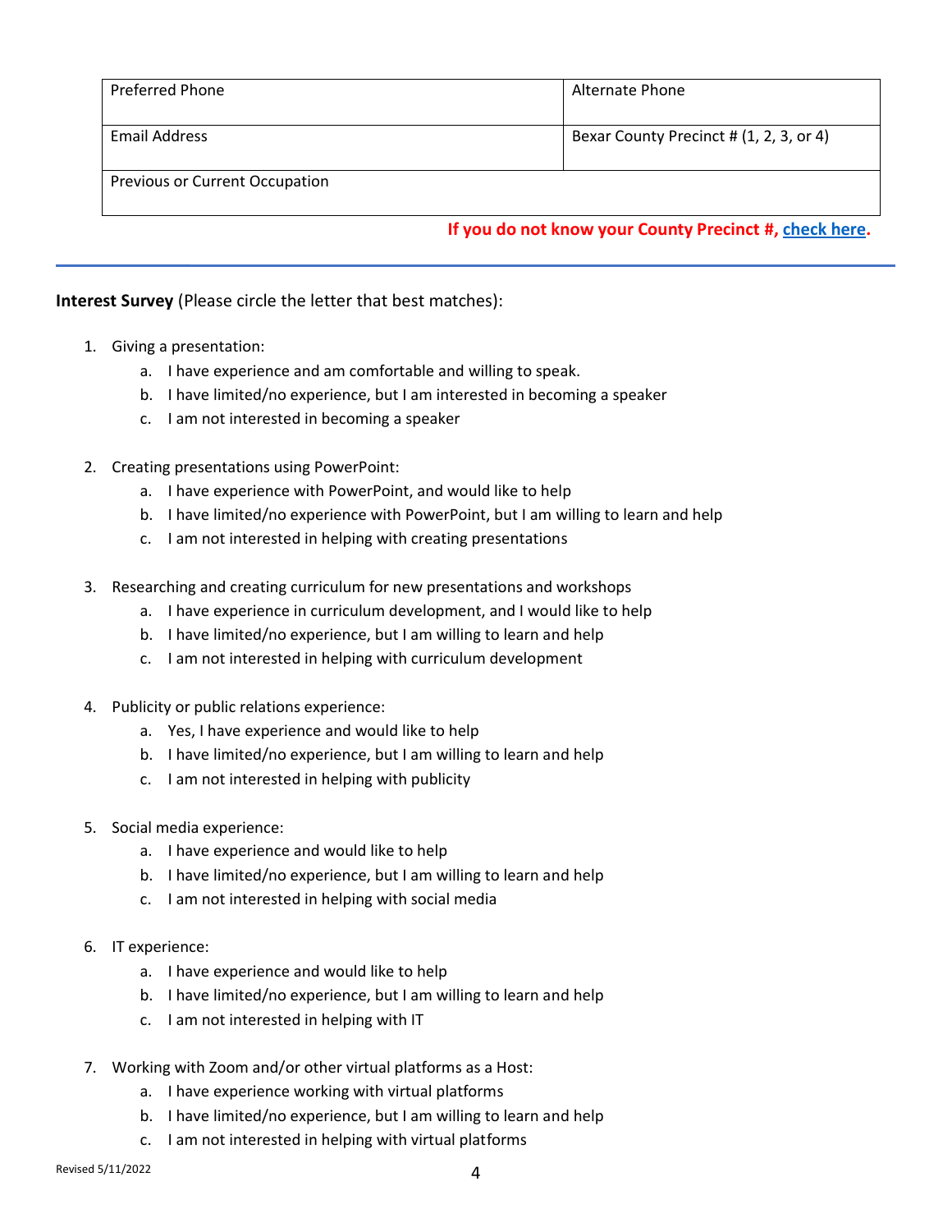| | |
|---|---|
| Preferred Phone | Alternate Phone |
| Email Address | Bexar County Precinct # (1, 2, 3, or 4) |
| Previous or Current Occupation | |

**If you do not know your County Precinct #, check here.**

---

**Interest Survey** (Please circle the letter that best matches):

1. Giving a presentation:
   a. I have experience and am comfortable and willing to speak.
   b. I have limited/no experience, but I am interested in becoming a speaker
   c. I am not interested in becoming a speaker

2. Creating presentations using PowerPoint:
   a. I have experience with PowerPoint, and would like to help
   b. I have limited/no experience with PowerPoint, but I am willing to learn and help
   c. I am not interested in helping with creating presentations

3. Researching and creating curriculum for new presentations and workshops
   a. I have experience in curriculum development, and I would like to help
   b. I have limited/no experience, but I am willing to learn and help
   c. I am not interested in helping with curriculum development

4. Publicity or public relations experience:
   a. Yes, I have experience and would like to help
   b. I have limited/no experience, but I am willing to learn and help
   c. I am not interested in helping with publicity

5. Social media experience:
   a. I have experience and would like to help
   b. I have limited/no experience, but I am willing to learn and help
   c. I am not interested in helping with social media

6. IT experience:
   a. I have experience and would like to help
   b. I have limited/no experience, but I am willing to learn and help
   c. I am not interested in helping with IT

7. Working with Zoom and/or other virtual platforms as a Host:
   a. I have experience working with virtual platforms
   b. I have limited/no experience, but I am willing to learn and help
   c. I am not interested in helping with virtual platforms

Revised 5/11/2022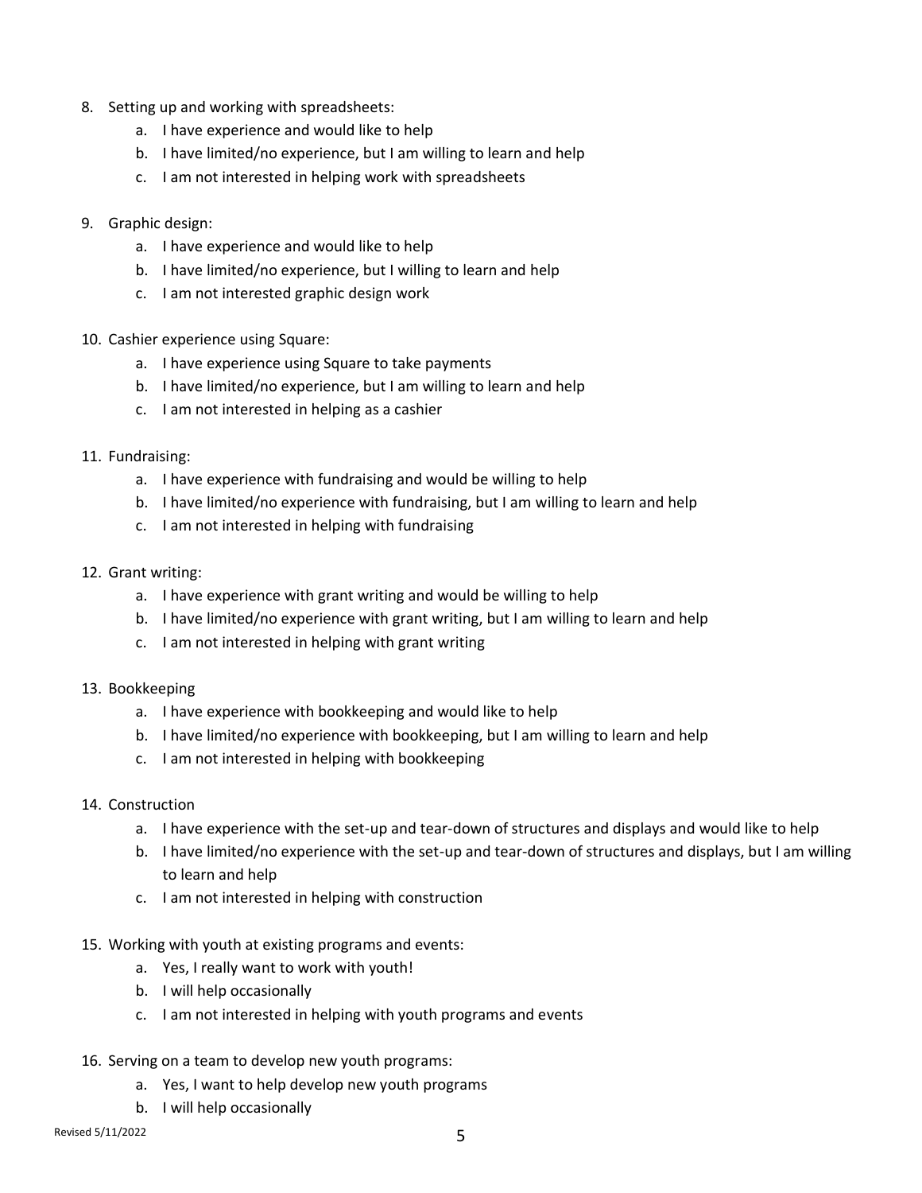8. Setting up and working with spreadsheets:
   a. I have experience and would like to help
   b. I have limited/no experience, but I am willing to learn and help
   c. I am not interested in helping work with spreadsheets

9. Graphic design:
   a. I have experience and would like to help
   b. I have limited/no experience, but I willing to learn and help
   c. I am not interested graphic design work

10. Cashier experience using Square:
    a. I have experience using Square to take payments
    b. I have limited/no experience, but I am willing to learn and help
    c. I am not interested in helping as a cashier

11. Fundraising:
    a. I have experience with fundraising and would be willing to help
    b. I have limited/no experience with fundraising, but I am willing to learn and help
    c. I am not interested in helping with fundraising

12. Grant writing:
    a. I have experience with grant writing and would be willing to help
    b. I have limited/no experience with grant writing, but I am willing to learn and help
    c. I am not interested in helping with grant writing

13. Bookkeeping
    a. I have experience with bookkeeping and would like to help
    b. I have limited/no experience with bookkeeping, but I am willing to learn and help
    c. I am not interested in helping with bookkeeping

14. Construction
    a. I have experience with the set-up and tear-down of structures and displays and would like to help
    b. I have limited/no experience with the set-up and tear-down of structures and displays, but I am willing to learn and help
    c. I am not interested in helping with construction

15. Working with youth at existing programs and events:
    a. Yes, I really want to work with youth!
    b. I will help occasionally
    c. I am not interested in helping with youth programs and events

16. Serving on a team to develop new youth programs:
    a. Yes, I want to help develop new youth programs
    b. I will help occasionally

Revised 5/11/2022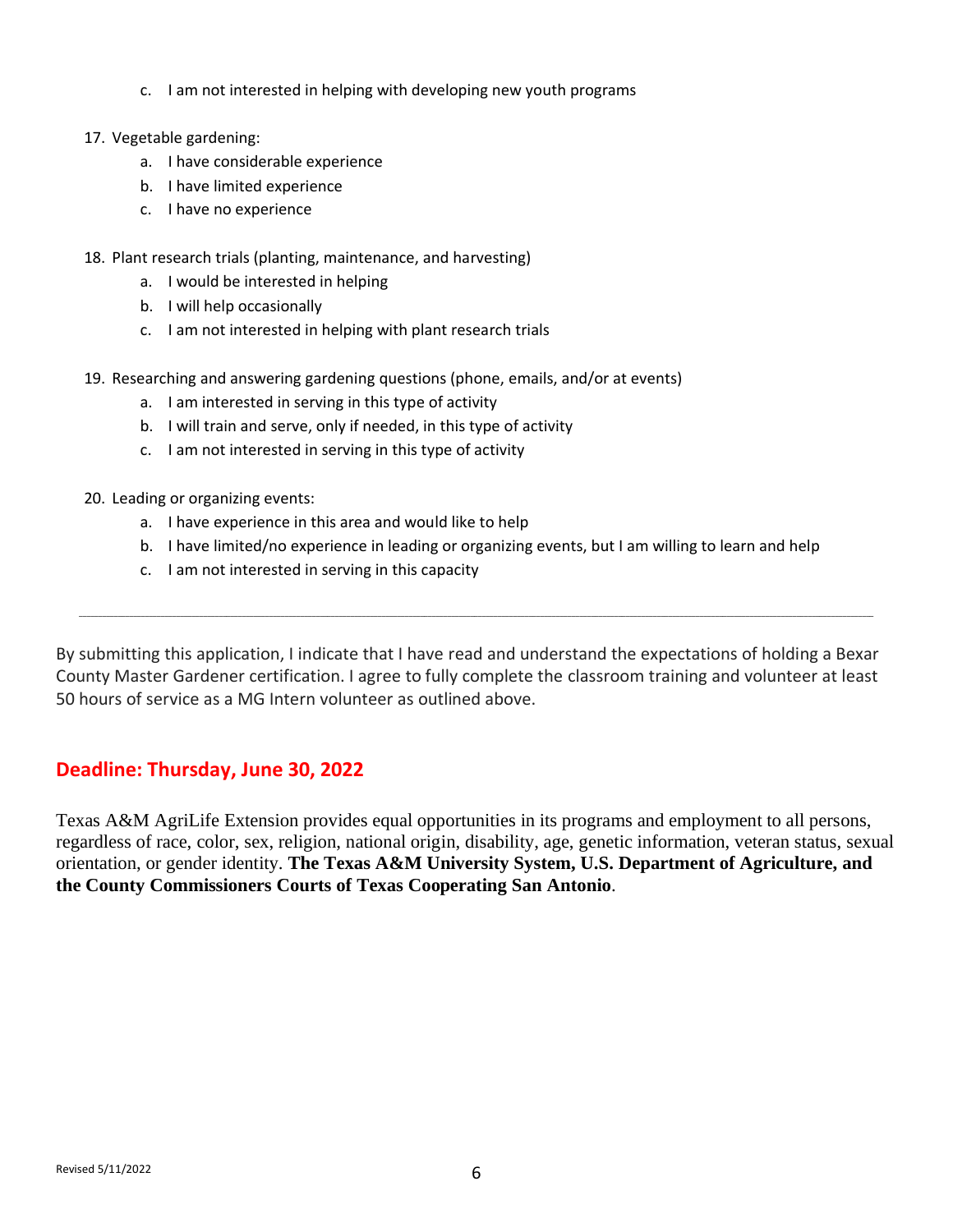c. I am not interested in helping with developing new youth programs

17. Vegetable gardening:
    a. I have considerable experience
    b. I have limited experience
    c. I have no experience

18. Plant research trials (planting, maintenance, and harvesting)
    a. I would be interested in helping
    b. I will help occasionally
    c. I am not interested in helping with plant research trials

19. Researching and answering gardening questions (phone, emails, and/or at events)
    a. I am interested in serving in this type of activity
    b. I will train and serve, only if needed, in this type of activity
    c. I am not interested in serving in this type of activity

20. Leading or organizing events:
    a. I have experience in this area and would like to help
    b. I have limited/no experience in leading or organizing events, but I am willing to learn and help
    c. I am not interested in serving in this capacity

---

By submitting this application, I indicate that I have read and understand the expectations of holding a Bexar County Master Gardener certification. I agree to fully complete the classroom training and volunteer at least 50 hours of service as a MG Intern volunteer as outlined above.

## Deadline: Thursday, June 30, 2022

Texas A&M AgriLife Extension provides equal opportunities in its programs and employment to all persons, regardless of race, color, sex, religion, national origin, disability, age, genetic information, veteran status, sexual orientation, or gender identity. **The Texas A&M University System, U.S. Department of Agriculture, and the County Commissioners Courts of Texas Cooperating San Antonio**.

Revised 5/11/2022